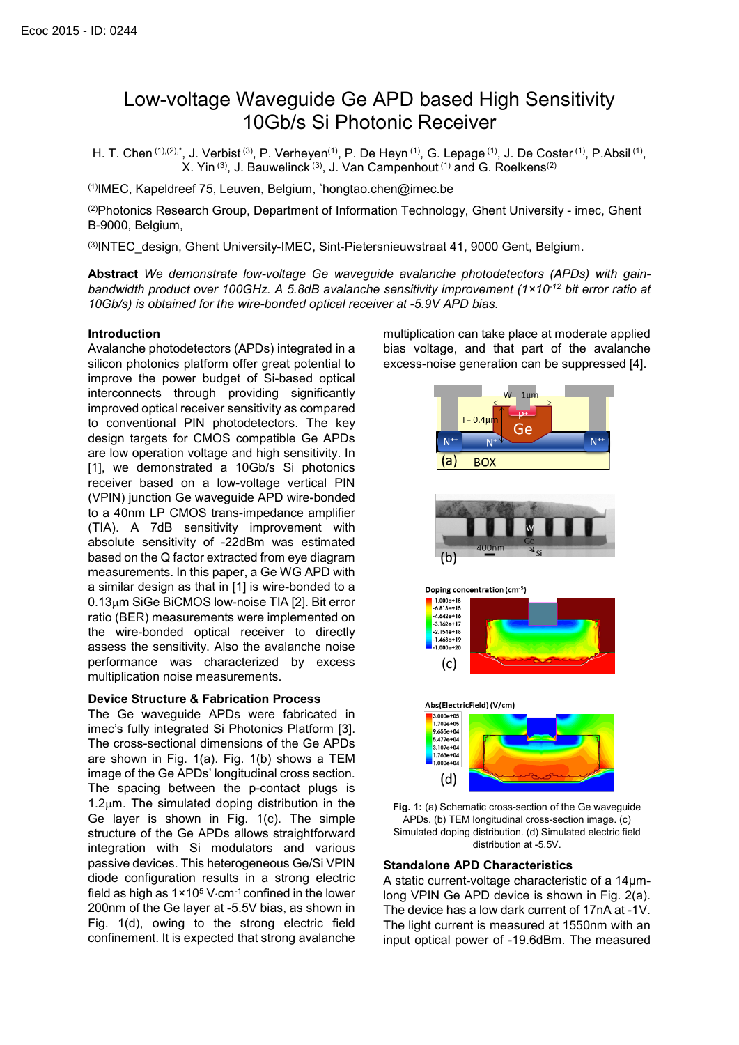# Low-voltage Waveguide Ge APD based High Sensitivity 10Gb/s Si Photonic Receiver

H. T. Chen [(1),(2),*], J. Verbist [(3)], P. Verheyen[(1)], P. De Heyn [(1)], G. Lepage [(1)], J. De Coster [(1)], P.Absil [(1)], X. Yin [(3)], J. Bauwelinck [(3)], J. Van Campenhout [(1)] and G. Roelkens[(2)]

[(1)]IMEC, Kapeldreef 75, Leuven, Belgium, *hongtao.chen@imec.be

[(2)]Photonics Research Group, Department of Information Technology, Ghent University - imec, Ghent B-9000, Belgium,

[(3)]INTEC_design, Ghent University-IMEC, Sint-Pietersnieuwstraat 41, 9000 Gent, Belgium.

**Abstract** *We demonstrate low-voltage Ge waveguide avalanche photodetectors (APDs) with gain-bandwidth product over 100GHz. A 5.8dB avalanche sensitivity improvement ($1\times10^{-12}$ bit error ratio at 10Gb/s) is obtained for the wire-bonded optical receiver at -5.9V APD bias.*

## Introduction

Avalanche photodetectors (APDs) integrated in a silicon photonics platform offer great potential to improve the power budget of Si-based optical interconnects through providing significantly improved optical receiver sensitivity as compared to conventional PIN photodetectors. The key design targets for CMOS compatible Ge APDs are low operation voltage and high sensitivity. In [1], we demonstrated a 10Gb/s Si photonics receiver based on a low-voltage vertical PIN (VPIN) junction Ge waveguide APD wire-bonded to a 40nm LP CMOS trans-impedance amplifier (TIA). A 7dB sensitivity improvement with absolute sensitivity of -22dBm was estimated based on the Q factor extracted from eye diagram measurements. In this paper, a Ge WG APD with a similar design as that in [1] is wire-bonded to a 0.13μm SiGe BiCMOS low-noise TIA [2]. Bit error ratio (BER) measurements were implemented on the wire-bonded optical receiver to directly assess the sensitivity. Also the avalanche noise performance was characterized by excess multiplication noise measurements.

## Device Structure & Fabrication Process

The Ge waveguide APDs were fabricated in imec's fully integrated Si Photonics Platform [3]. The cross-sectional dimensions of the Ge APDs are shown in Fig. 1(a). Fig. 1(b) shows a TEM image of the Ge APDs' longitudinal cross section. The spacing between the p-contact plugs is 1.2μm. The simulated doping distribution in the Ge layer is shown in Fig. 1(c). The simple structure of the Ge APDs allows straightforward integration with Si modulators and various passive devices. This heterogeneous Ge/Si VPIN diode configuration results in a strong electric field as high as $1\times10^{5}$ V·cm$^{-1}$ confined in the lower 200nm of the Ge layer at -5.5V bias, as shown in Fig. 1(d), owing to the strong electric field confinement. It is expected that strong avalanche multiplication can take place at moderate applied bias voltage, and that part of the avalanche excess-noise generation can be suppressed [4].

W = 1μm
T= 0.4μm
P+
Ge
N++
N+
N++
(a) BOX

W
Ge
Si
400nm
(b)

Doping concentration (cm-3)
-1.000e+15
-6.813e+15
-4.642e+16
-3.162e+17
-2.154e+18
-1.468e+19
-1.000e+20
(c)

Abs(ElectricField) (V/cm)
3.000e+05
1.702e+05
9.655e+04
5.477e+04
3.107e+04
1.763e+04
1.000e+04
(d)

**Fig. 1:** (a) Schematic cross-section of the Ge waveguide APDs. (b) TEM longitudinal cross-section image. (c) Simulated doping distribution. (d) Simulated electric field distribution at -5.5V.

## Standalone APD Characteristics

A static current-voltage characteristic of a 14μm-long VPIN Ge APD device is shown in Fig. 2(a). The device has a low dark current of 17nA at -1V. The light current is measured at 1550nm with an input optical power of -19.6dBm. The measured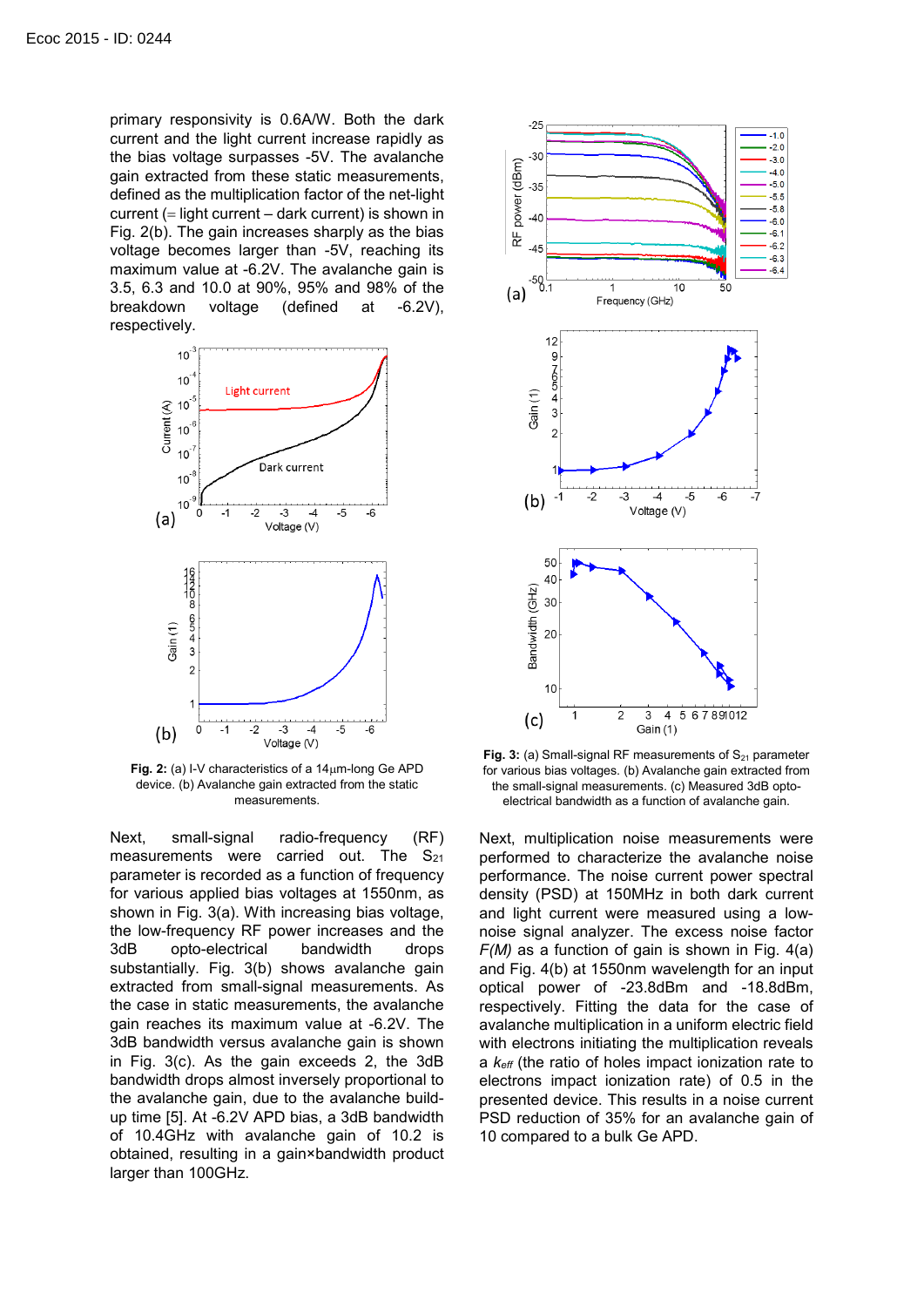primary responsivity is 0.6A/W. Both the dark current and the light current increase rapidly as the bias voltage surpasses -5V. The avalanche gain extracted from these static measurements, defined as the multiplication factor of the net-light current (= light current – dark current) is shown in Fig. 2(b). The gain increases sharply as the bias voltage becomes larger than -5V, reaching its maximum value at -6.2V. The avalanche gain is 3.5, 6.3 and 10.0 at 90%, 95% and 98% of the breakdown voltage (defined at -6.2V), respectively.

(a)
Current (A)
$10^{-3}$
$10^{-4}$
$10^{-5}$
$10^{-6}$
$10^{-7}$
$10^{-8}$
$10^{-9}$
Light current
Dark current
0 -1 -2 -3 -4 -5 -6
Voltage (V)

(b)
Gain (1)
16 14 12 10 8 6 5 4 3 2 1
0 -1 -2 -3 -4 -5 -6
Voltage (V)

**Fig. 2:** (a) I-V characteristics of a 14μm-long Ge APD device. (b) Avalanche gain extracted from the static measurements.

Next, small-signal radio-frequency (RF) measurements were carried out. The $S_{21}$ parameter is recorded as a function of frequency for various applied bias voltages at 1550nm, as shown in Fig. 3(a). With increasing bias voltage, the low-frequency RF power increases and the 3dB opto-electrical bandwidth drops substantially. Fig. 3(b) shows avalanche gain extracted from small-signal measurements. As the case in static measurements, the avalanche gain reaches its maximum value at -6.2V. The 3dB bandwidth versus avalanche gain is shown in Fig. 3(c). As the gain exceeds 2, the 3dB bandwidth drops almost inversely proportional to the avalanche gain, due to the avalanche build-up time [5]. At -6.2V APD bias, a 3dB bandwidth of 10.4GHz with avalanche gain of 10.2 is obtained, resulting in a gain×bandwidth product larger than 100GHz.

(a)
RF power (dBm)
-25
-30
-35
-40
-45
-50
0.1 1 10 50
Frequency (GHz)
-1.0
-2.0
-3.0
-4.0
-5.0
-5.5
-5.8
-6.0
-6.1
-6.2
-6.3
-6.4

(b)
Gain (1)
12 9 7 6 5 4 3 2 1
-1 -2 -3 -4 -5 -6 -7
Voltage (V)

(c)
Bandwidth (GHz)
50 40 30 20 10
1 2 3 4 5 6 7 8 9 10 12
Gain (1)

**Fig. 3:** (a) Small-signal RF measurements of $S_{21}$ parameter for various bias voltages. (b) Avalanche gain extracted from the small-signal measurements. (c) Measured 3dB opto-electrical bandwidth as a function of avalanche gain.

Next, multiplication noise measurements were performed to characterize the avalanche noise performance. The noise current power spectral density (PSD) at 150MHz in both dark current and light current were measured using a low-noise signal analyzer. The excess noise factor *F(M)* as a function of gain is shown in Fig. 4(a) and Fig. 4(b) at 1550nm wavelength for an input optical power of -23.8dBm and -18.8dBm, respectively. Fitting the data for the case of avalanche multiplication in a uniform electric field with electrons initiating the multiplication reveals a $k_{eff}$ (the ratio of holes impact ionization rate to electrons impact ionization rate) of 0.5 in the presented device. This results in a noise current PSD reduction of 35% for an avalanche gain of 10 compared to a bulk Ge APD.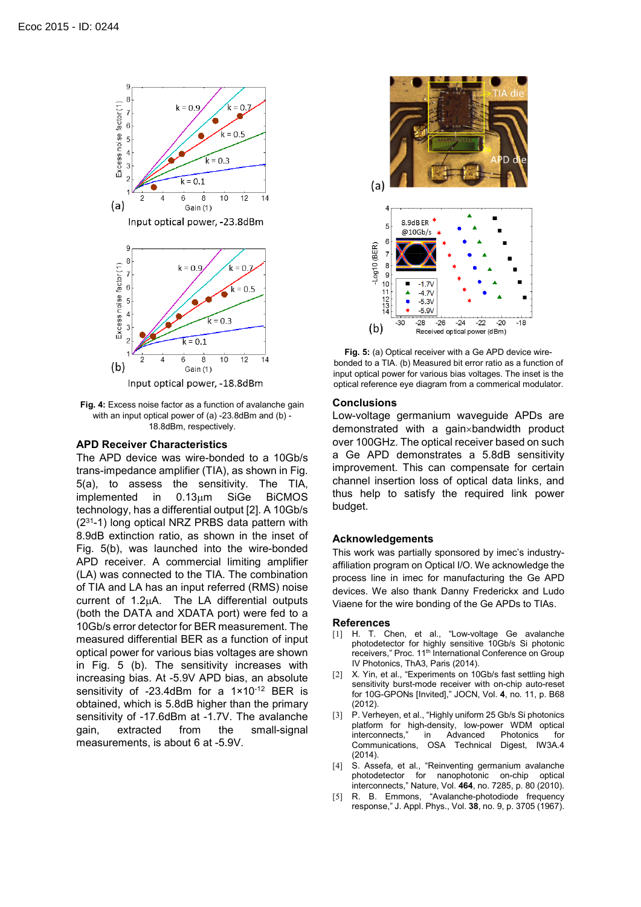Excess noise factor (1)

k = 0.9
k = 0.7
k = 0.5
k = 0.3
k = 0.1

Gain (1)

(a)

Input optical power, -23.8dBm

Excess noise factor (1)

k = 0.9
k = 0.7
k = 0.5
k = 0.3
k = 0.1

Gain (1)

(b)

Input optical power, -18.8dBm

**Fig. 4:** Excess noise factor as a function of avalanche gain with an input optical power of (a) -23.8dBm and (b) -18.8dBm, respectively.

TIA die

APD die

(a)

8.9dB ER @10Gb/s

-Log10 (BER)

-1.7V
-4.7V
-5.3V
-5.9V

Received optical power (dBm)

(b)

**Fig. 5:** (a) Optical receiver with a Ge APD device wire-bonded to a TIA. (b) Measured bit error ratio as a function of input optical power for various bias voltages. The inset is the optical reference eye diagram from a commerical modulator.

## APD Receiver Characteristics

The APD device was wire-bonded to a 10Gb/s trans-impedance amplifier (TIA), as shown in Fig. 5(a), to assess the sensitivity. The TIA, implemented in 0.13µm SiGe BiCMOS technology, has a differential output [2]. A 10Gb/s ($2^{31}$-1) long optical NRZ PRBS data pattern with 8.9dB extinction ratio, as shown in the inset of Fig. 5(b), was launched into the wire-bonded APD receiver. A commercial limiting amplifier (LA) was connected to the TIA. The combination of TIA and LA has an input referred (RMS) noise current of 1.2µA. The LA differential outputs (both the DATA and XDATA port) were fed to a 10Gb/s error detector for BER measurement. The measured differential BER as a function of input optical power for various bias voltages are shown in Fig. 5 (b). The sensitivity increases with increasing bias. At -5.9V APD bias, an absolute sensitivity of -23.4dBm for a $1\times10^{-12}$ BER is obtained, which is 5.8dB higher than the primary sensitivity of -17.6dBm at -1.7V. The avalanche gain, extracted from the small-signal measurements, is about 6 at -5.9V.

## Conclusions

Low-voltage germanium waveguide APDs are demonstrated with a gain×bandwidth product over 100GHz. The optical receiver based on such a Ge APD demonstrates a 5.8dB sensitivity improvement. This can compensate for certain channel insertion loss of optical data links, and thus help to satisfy the required link power budget.

## Acknowledgements

This work was partially sponsored by imec's industry-affiliation program on Optical I/O. We acknowledge the process line in imec for manufacturing the Ge APD devices. We also thank Danny Frederickx and Ludo Viaene for the wire bonding of the Ge APDs to TIAs.

## References

[1] H. T. Chen, et al., "Low-voltage Ge avalanche photodetector for highly sensitive 10Gb/s Si photonic receivers," Proc. 11th International Conference on Group IV Photonics, ThA3, Paris (2014).

[2] X. Yin, et al., "Experiments on 10Gb/s fast settling high sensitivity burst-mode receiver with on-chip auto-reset for 10G-GPONs [Invited]," JOCN, Vol. **4**, no. 11, p. B68 (2012).

[3] P. Verheyen, et al., "Highly uniform 25 Gb/s Si photonics platform for high-density, low-power WDM optical interconnects," in Advanced Photonics for Communications, OSA Technical Digest, IW3A.4 (2014).

[4] S. Assefa, et al., "Reinventing germanium avalanche photodetector for nanophotonic on-chip optical interconnects," Nature, Vol. **464**, no. 7285, p. 80 (2010).

[5] R. B. Emmons, "Avalanche-photodiode frequency response," J. Appl. Phys., Vol. **38**, no. 9, p. 3705 (1967).